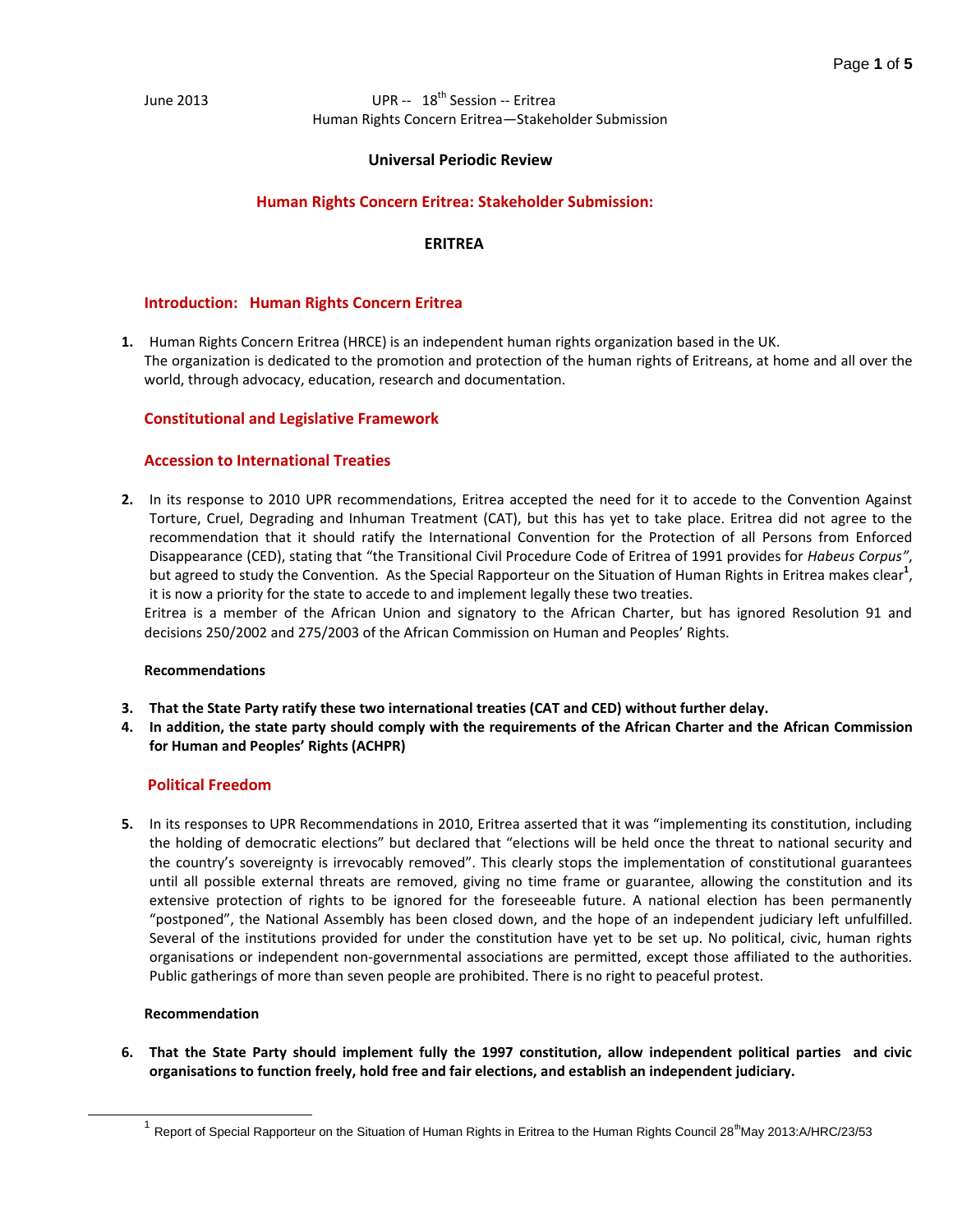June 2013 UPR -- 18th Session -- Eritrea
Human Rights Concern Eritrea—Stakeholder Submission

# Universal Periodic Review

## Human Rights Concern Eritrea: Stakeholder Submission:

## ERITREA

### Introduction: Human Rights Concern Eritrea

1. Human Rights Concern Eritrea (HRCE) is an independent human rights organization based in the UK. The organization is dedicated to the promotion and protection of the human rights of Eritreans, at home and all over the world, through advocacy, education, research and documentation.

### Constitutional and Legislative Framework

### Accession to International Treaties

2. In its response to 2010 UPR recommendations, Eritrea accepted the need for it to accede to the Convention Against Torture, Cruel, Degrading and Inhuman Treatment (CAT), but this has yet to take place. Eritrea did not agree to the recommendation that it should ratify the International Convention for the Protection of all Persons from Enforced Disappearance (CED), stating that "the Transitional Civil Procedure Code of Eritrea of 1991 provides for *Habeus Corpus"*, but agreed to study the Convention. As the Special Rapporteur on the Situation of Human Rights in Eritrea makes clear[1], it is now a priority for the state to accede to and implement legally these two treaties.
   Eritrea is a member of the African Union and signatory to the African Charter, but has ignored Resolution 91 and decisions 250/2002 and 275/2003 of the African Commission on Human and Peoples' Rights.

**Recommendations**

3. **That the State Party ratify these two international treaties (CAT and CED) without further delay.**
4. **In addition, the state party should comply with the requirements of the African Charter and the African Commission for Human and Peoples' Rights (ACHPR)**

### Political Freedom

5. In its responses to UPR Recommendations in 2010, Eritrea asserted that it was "implementing its constitution, including the holding of democratic elections" but declared that "elections will be held once the threat to national security and the country's sovereignty is irrevocably removed". This clearly stops the implementation of constitutional guarantees until all possible external threats are removed, giving no time frame or guarantee, allowing the constitution and its extensive protection of rights to be ignored for the foreseeable future. A national election has been permanently "postponed", the National Assembly has been closed down, and the hope of an independent judiciary left unfulfilled. Several of the institutions provided for under the constitution have yet to be set up. No political, civic, human rights organisations or independent non-governmental associations are permitted, except those affiliated to the authorities. Public gatherings of more than seven people are prohibited. There is no right to peaceful protest.

**Recommendation**

6. **That the State Party should implement fully the 1997 constitution, allow independent political parties and civic organisations to function freely, hold free and fair elections, and establish an independent judiciary.**

---

[1] Report of Special Rapporteur on the Situation of Human Rights in Eritrea to the Human Rights Council 28th May 2013:A/HRC/23/53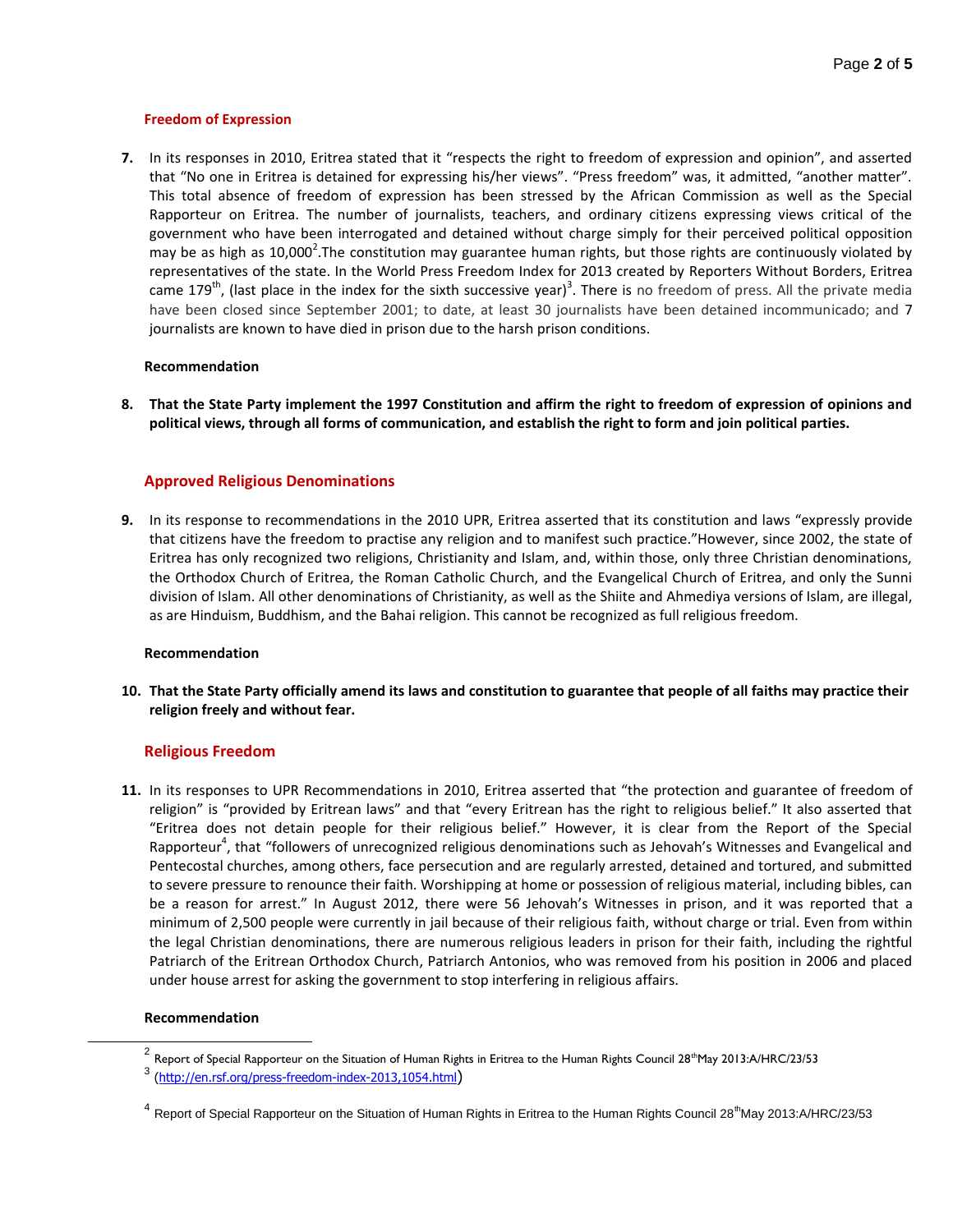### Freedom of Expression

**7.** In its responses in 2010, Eritrea stated that it "respects the right to freedom of expression and opinion", and asserted that "No one in Eritrea is detained for expressing his/her views". "Press freedom" was, it admitted, "another matter". This total absence of freedom of expression has been stressed by the African Commission as well as the Special Rapporteur on Eritrea. The number of journalists, teachers, and ordinary citizens expressing views critical of the government who have been interrogated and detained without charge simply for their perceived political opposition may be as high as 10,000[2].The constitution may guarantee human rights, but those rights are continuously violated by representatives of the state. In the World Press Freedom Index for 2013 created by Reporters Without Borders, Eritrea came 179th, (last place in the index for the sixth successive year)[3]. There is no freedom of press. All the private media have been closed since September 2001; to date, at least 30 journalists have been detained incommunicado; and 7 journalists are known to have died in prison due to the harsh prison conditions.

**Recommendation**

**8. That the State Party implement the 1997 Constitution and affirm the right to freedom of expression of opinions and political views, through all forms of communication, and establish the right to form and join political parties.**

### Approved Religious Denominations

**9.** In its response to recommendations in the 2010 UPR, Eritrea asserted that its constitution and laws "expressly provide that citizens have the freedom to practise any religion and to manifest such practice."However, since 2002, the state of Eritrea has only recognized two religions, Christianity and Islam, and, within those, only three Christian denominations, the Orthodox Church of Eritrea, the Roman Catholic Church, and the Evangelical Church of Eritrea, and only the Sunni division of Islam. All other denominations of Christianity, as well as the Shiite and Ahmediya versions of Islam, are illegal, as are Hinduism, Buddhism, and the Bahai religion. This cannot be recognized as full religious freedom.

**Recommendation**

**10. That the State Party officially amend its laws and constitution to guarantee that people of all faiths may practice their religion freely and without fear.**

### Religious Freedom

**11.** In its responses to UPR Recommendations in 2010, Eritrea asserted that "the protection and guarantee of freedom of religion" is "provided by Eritrean laws" and that "every Eritrean has the right to religious belief." It also asserted that "Eritrea does not detain people for their religious belief." However, it is clear from the Report of the Special Rapporteur[4], that "followers of unrecognized religious denominations such as Jehovah's Witnesses and Evangelical and Pentecostal churches, among others, face persecution and are regularly arrested, detained and tortured, and submitted to severe pressure to renounce their faith. Worshipping at home or possession of religious material, including bibles, can be a reason for arrest." In August 2012, there were 56 Jehovah's Witnesses in prison, and it was reported that a minimum of 2,500 people were currently in jail because of their religious faith, without charge or trial. Even from within the legal Christian denominations, there are numerous religious leaders in prison for their faith, including the rightful Patriarch of the Eritrean Orthodox Church, Patriarch Antonios, who was removed from his position in 2006 and placed under house arrest for asking the government to stop interfering in religious affairs.

**Recommendation**

---

[2] Report of Special Rapporteur on the Situation of Human Rights in Eritrea to the Human Rights Council 28th May 2013:A/HRC/23/53

[3] (http://en.rsf.org/press-freedom-index-2013,1054.html)

[4] Report of Special Rapporteur on the Situation of Human Rights in Eritrea to the Human Rights Council 28th May 2013:A/HRC/23/53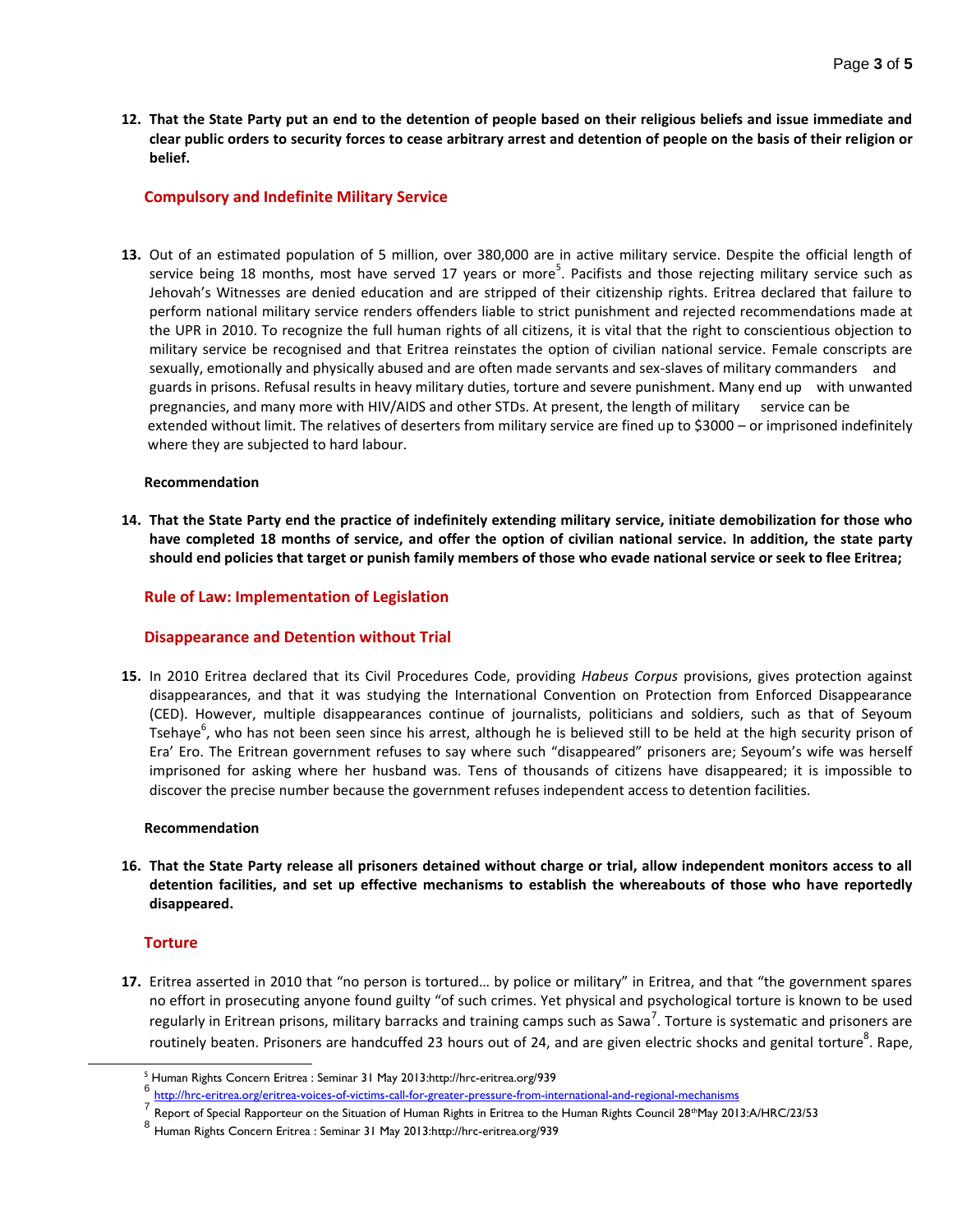**12. That the State Party put an end to the detention of people based on their religious beliefs and issue immediate and clear public orders to security forces to cease arbitrary arrest and detention of people on the basis of their religion or belief.**

## Compulsory and Indefinite Military Service

**13.** Out of an estimated population of 5 million, over 380,000 are in active military service. Despite the official length of service being 18 months, most have served 17 years or more[5]. Pacifists and those rejecting military service such as Jehovah's Witnesses are denied education and are stripped of their citizenship rights. Eritrea declared that failure to perform national military service renders offenders liable to strict punishment and rejected recommendations made at the UPR in 2010. To recognize the full human rights of all citizens, it is vital that the right to conscientious objection to military service be recognised and that Eritrea reinstates the option of civilian national service. Female conscripts are sexually, emotionally and physically abused and are often made servants and sex-slaves of military commanders and guards in prisons. Refusal results in heavy military duties, torture and severe punishment. Many end up with unwanted pregnancies, and many more with HIV/AIDS and other STDs. At present, the length of military service can be extended without limit. The relatives of deserters from military service are fined up to $3000 – or imprisoned indefinitely where they are subjected to hard labour.

**Recommendation**

**14. That the State Party end the practice of indefinitely extending military service, initiate demobilization for those who have completed 18 months of service, and offer the option of civilian national service. In addition, the state party should end policies that target or punish family members of those who evade national service or seek to flee Eritrea;**

## Rule of Law: Implementation of Legislation

## Disappearance and Detention without Trial

**15.** In 2010 Eritrea declared that its Civil Procedures Code, providing *Habeus Corpus* provisions, gives protection against disappearances, and that it was studying the International Convention on Protection from Enforced Disappearance (CED). However, multiple disappearances continue of journalists, politicians and soldiers, such as that of Seyoum Tsehaye[6], who has not been seen since his arrest, although he is believed still to be held at the high security prison of Era' Ero. The Eritrean government refuses to say where such "disappeared" prisoners are; Seyoum's wife was herself imprisoned for asking where her husband was. Tens of thousands of citizens have disappeared; it is impossible to discover the precise number because the government refuses independent access to detention facilities.

**Recommendation**

**16. That the State Party release all prisoners detained without charge or trial, allow independent monitors access to all detention facilities, and set up effective mechanisms to establish the whereabouts of those who have reportedly disappeared.**

## Torture

**17.** Eritrea asserted in 2010 that "no person is tortured… by police or military" in Eritrea, and that "the government spares no effort in prosecuting anyone found guilty "of such crimes. Yet physical and psychological torture is known to be used regularly in Eritrean prisons, military barracks and training camps such as Sawa[7]. Torture is systematic and prisoners are routinely beaten. Prisoners are handcuffed 23 hours out of 24, and are given electric shocks and genital torture[8]. Rape,

---

[5] Human Rights Concern Eritrea : Seminar 31 May 2013:http://hrc-eritrea.org/939

[6] http://hrc-eritrea.org/eritrea-voices-of-victims-call-for-greater-pressure-from-international-and-regional-mechanisms

[7] Report of Special Rapporteur on the Situation of Human Rights in Eritrea to the Human Rights Council 28th May 2013:A/HRC/23/53

[8] Human Rights Concern Eritrea : Seminar 31 May 2013:http://hrc-eritrea.org/939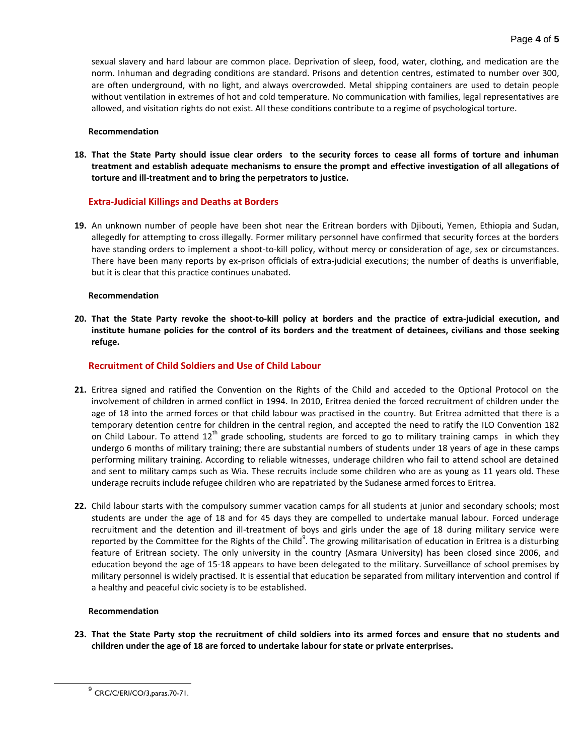sexual slavery and hard labour are common place. Deprivation of sleep, food, water, clothing, and medication are the norm. Inhuman and degrading conditions are standard. Prisons and detention centres, estimated to number over 300, are often underground, with no light, and always overcrowded. Metal shipping containers are used to detain people without ventilation in extremes of hot and cold temperature. No communication with families, legal representatives are allowed, and visitation rights do not exist. All these conditions contribute to a regime of psychological torture.

**Recommendation**

**18. That the State Party should issue clear orders to the security forces to cease all forms of torture and inhuman treatment and establish adequate mechanisms to ensure the prompt and effective investigation of all allegations of torture and ill-treatment and to bring the perpetrators to justice.**

## Extra-Judicial Killings and Deaths at Borders

**19.** An unknown number of people have been shot near the Eritrean borders with Djibouti, Yemen, Ethiopia and Sudan, allegedly for attempting to cross illegally. Former military personnel have confirmed that security forces at the borders have standing orders to implement a shoot-to-kill policy, without mercy or consideration of age, sex or circumstances. There have been many reports by ex-prison officials of extra-judicial executions; the number of deaths is unverifiable, but it is clear that this practice continues unabated.

**Recommendation**

**20. That the State Party revoke the shoot-to-kill policy at borders and the practice of extra-judicial execution, and institute humane policies for the control of its borders and the treatment of detainees, civilians and those seeking refuge.**

## Recruitment of Child Soldiers and Use of Child Labour

**21.** Eritrea signed and ratified the Convention on the Rights of the Child and acceded to the Optional Protocol on the involvement of children in armed conflict in 1994. In 2010, Eritrea denied the forced recruitment of children under the age of 18 into the armed forces or that child labour was practised in the country. But Eritrea admitted that there is a temporary detention centre for children in the central region, and accepted the need to ratify the ILO Convention 182 on Child Labour. To attend 12th grade schooling, students are forced to go to military training camps in which they undergo 6 months of military training; there are substantial numbers of students under 18 years of age in these camps performing military training. According to reliable witnesses, underage children who fail to attend school are detained and sent to military camps such as Wia. These recruits include some children who are as young as 11 years old. These underage recruits include refugee children who are repatriated by the Sudanese armed forces to Eritrea.

**22.** Child labour starts with the compulsory summer vacation camps for all students at junior and secondary schools; most students are under the age of 18 and for 45 days they are compelled to undertake manual labour. Forced underage recruitment and the detention and ill-treatment of boys and girls under the age of 18 during military service were reported by the Committee for the Rights of the Child[9]. The growing militarisation of education in Eritrea is a disturbing feature of Eritrean society. The only university in the country (Asmara University) has been closed since 2006, and education beyond the age of 15-18 appears to have been delegated to the military. Surveillance of school premises by military personnel is widely practised. It is essential that education be separated from military intervention and control if a healthy and peaceful civic society is to be established.

**Recommendation**

**23. That the State Party stop the recruitment of child soldiers into its armed forces and ensure that no students and children under the age of 18 are forced to undertake labour for state or private enterprises.**

---

[9] CRC/C/ERI/CO/3,paras.70-71.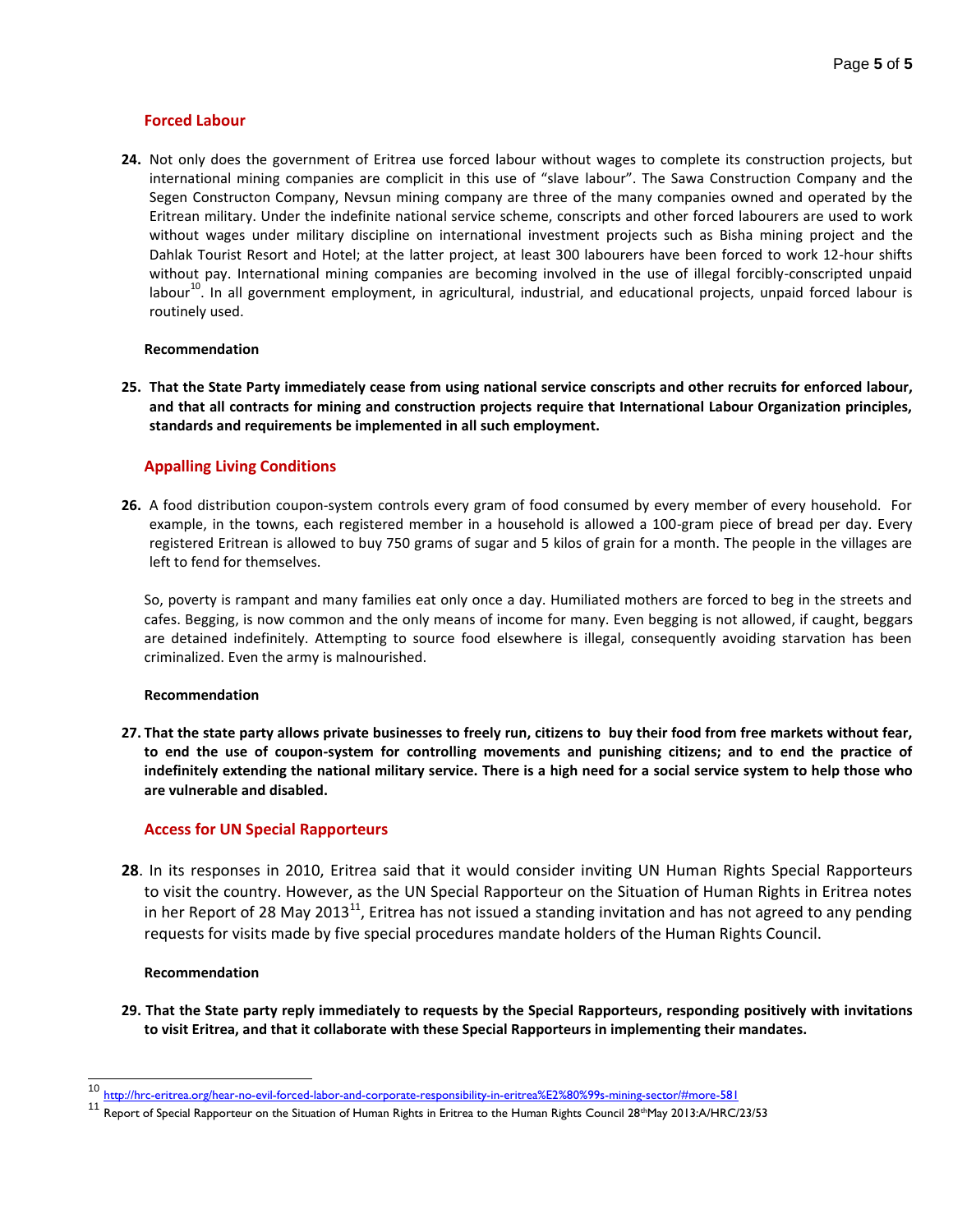## Forced Labour

**24.** Not only does the government of Eritrea use forced labour without wages to complete its construction projects, but international mining companies are complicit in this use of "slave labour". The Sawa Construction Company and the Segen Constructon Company, Nevsun mining company are three of the many companies owned and operated by the Eritrean military. Under the indefinite national service scheme, conscripts and other forced labourers are used to work without wages under military discipline on international investment projects such as Bisha mining project and the Dahlak Tourist Resort and Hotel; at the latter project, at least 300 labourers have been forced to work 12-hour shifts without pay. International mining companies are becoming involved in the use of illegal forcibly-conscripted unpaid labour[10]. In all government employment, in agricultural, industrial, and educational projects, unpaid forced labour is routinely used.

**Recommendation**

**25. That the State Party immediately cease from using national service conscripts and other recruits for enforced labour, and that all contracts for mining and construction projects require that International Labour Organization principles, standards and requirements be implemented in all such employment.**

## Appalling Living Conditions

**26.** A food distribution coupon-system controls every gram of food consumed by every member of every household. For example, in the towns, each registered member in a household is allowed a 100-gram piece of bread per day. Every registered Eritrean is allowed to buy 750 grams of sugar and 5 kilos of grain for a month. The people in the villages are left to fend for themselves.

So, poverty is rampant and many families eat only once a day. Humiliated mothers are forced to beg in the streets and cafes. Begging, is now common and the only means of income for many. Even begging is not allowed, if caught, beggars are detained indefinitely. Attempting to source food elsewhere is illegal, consequently avoiding starvation has been criminalized. Even the army is malnourished.

**Recommendation**

**27. That the state party allows private businesses to freely run, citizens to buy their food from free markets without fear, to end the use of coupon-system for controlling movements and punishing citizens; and to end the practice of indefinitely extending the national military service. There is a high need for a social service system to help those who are vulnerable and disabled.**

## Access for UN Special Rapporteurs

**28**. In its responses in 2010, Eritrea said that it would consider inviting UN Human Rights Special Rapporteurs to visit the country. However, as the UN Special Rapporteur on the Situation of Human Rights in Eritrea notes in her Report of 28 May 2013[11], Eritrea has not issued a standing invitation and has not agreed to any pending requests for visits made by five special procedures mandate holders of the Human Rights Council.

**Recommendation**

**29. That the State party reply immediately to requests by the Special Rapporteurs, responding positively with invitations to visit Eritrea, and that it collaborate with these Special Rapporteurs in implementing their mandates.**

---

[10] http://hrc-eritrea.org/hear-no-evil-forced-labor-and-corporate-responsibility-in-eritrea%E2%80%99s-mining-sector/#more-581

[11] Report of Special Rapporteur on the Situation of Human Rights in Eritrea to the Human Rights Council 28thMay 2013:A/HRC/23/53